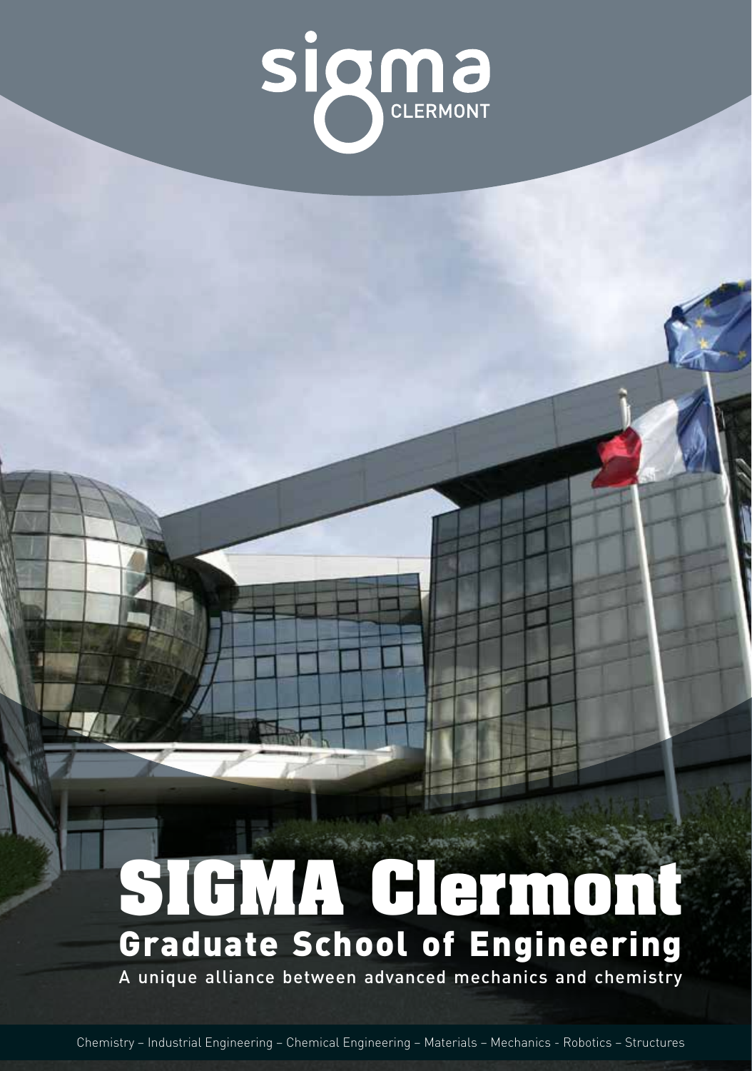sigma CLERMONT

# SIGMA Clermont

## Graduate School of Engineering

A unique alliance between advanced mechanics and chemistry

Chemistry – Industrial Engineering – Chemical Engineering – Materials – Mechanics - Robotics – Structures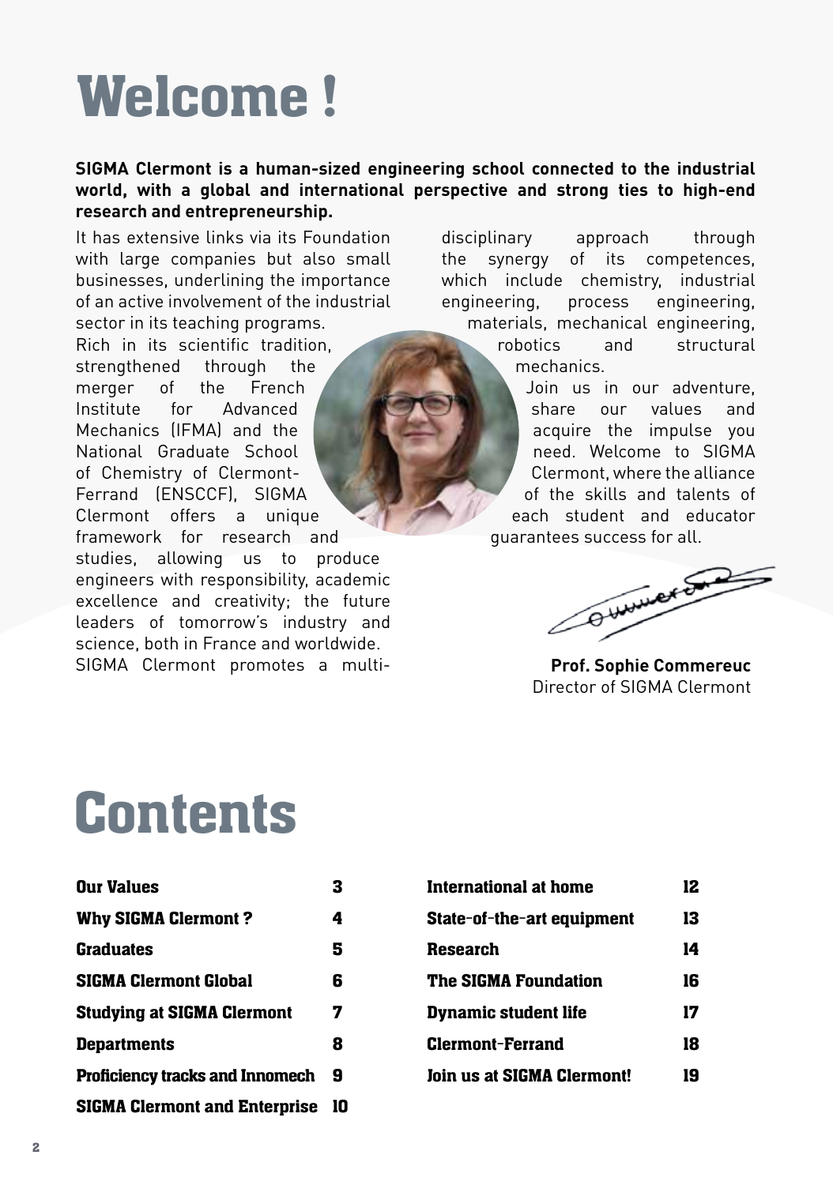# Welcome !

**SIGMA Clermont is a human-sized engineering school connected to the industrial world, with a global and international perspective and strong ties to high-end research and entrepreneurship.**

It has extensive links via its Foundation with large companies but also small businesses, underlining the importance of an active involvement of the industrial sector in its teaching programs.

Rich in its scientific tradition, strengthened through the merger of the French Institute for Advanced Mechanics (IFMA) and the National Graduate School of Chemistry of Clermont-Ferrand (ENSCCF), SIGMA Clermont offers a unique framework for research and studies, allowing us to produce engineers with responsibility, academic excellence and creativity; the future leaders of tomorrow's industry and science, both in France and worldwide.

SIGMA Clermont promotes a multi-disciplinary approach through the synergy of its competences, which include chemistry, industrial engineering, process engineering, materials, mechanical engineering, robotics and structural mechanics.

Join us in our adventure, share our values and acquire the impulse you need. Welcome to SIGMA Clermont, where the alliance of the skills and talents of each student and educator guarantees success for all.

**Prof. Sophie Commereuc**
Director of SIGMA Clermont

# Contents

| | |
|---|---|
| **Our Values** | **3** |
| **Why SIGMA Clermont ?** | **4** |
| **Graduates** | **5** |
| **SIGMA Clermont Global** | **6** |
| **Studying at SIGMA Clermont** | **7** |
| **Departments** | **8** |
| **Proficiency tracks and Innomech** | **9** |
| **SIGMA Clermont and Enterprise** | **10** |
| **International at home** | **12** |
| **State-of-the-art equipment** | **13** |
| **Research** | **14** |
| **The SIGMA Foundation** | **16** |
| **Dynamic student life** | **17** |
| **Clermont-Ferrand** | **18** |
| **Join us at SIGMA Clermont!** | **19** |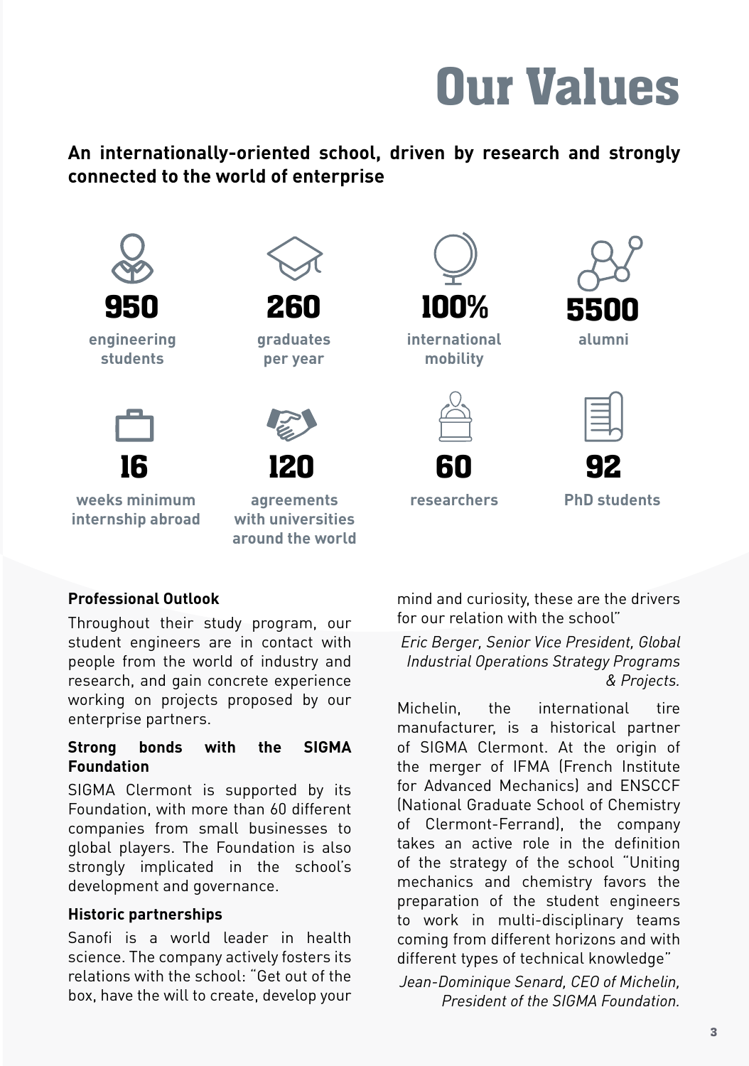# Our Values

**An internationally-oriented school, driven by research and strongly connected to the world of enterprise**

**950**
engineering students

**260**
graduates per year

**100%**
international mobility

**5500**
alumni

**16**
weeks minimum internship abroad

**120**
agreements with universities around the world

**60**
researchers

**92**
PhD students

**Professional Outlook**

Throughout their study program, our student engineers are in contact with people from the world of industry and research, and gain concrete experience working on projects proposed by our enterprise partners.

**Strong bonds with the SIGMA Foundation**

SIGMA Clermont is supported by its Foundation, with more than 60 different companies from small businesses to global players. The Foundation is also strongly implicated in the school's development and governance.

**Historic partnerships**

Sanofi is a world leader in health science. The company actively fosters its relations with the school: "Get out of the box, have the will to create, develop your mind and curiosity, these are the drivers for our relation with the school"

*Eric Berger, Senior Vice President, Global Industrial Operations Strategy Programs & Projects.*

Michelin, the international tire manufacturer, is a historical partner of SIGMA Clermont. At the origin of the merger of IFMA (French Institute for Advanced Mechanics) and ENSCCF (National Graduate School of Chemistry of Clermont-Ferrand), the company takes an active role in the definition of the strategy of the school "Uniting mechanics and chemistry favors the preparation of the student engineers to work in multi-disciplinary teams coming from different horizons and with different types of technical knowledge"

*Jean-Dominique Senard, CEO of Michelin, President of the SIGMA Foundation.*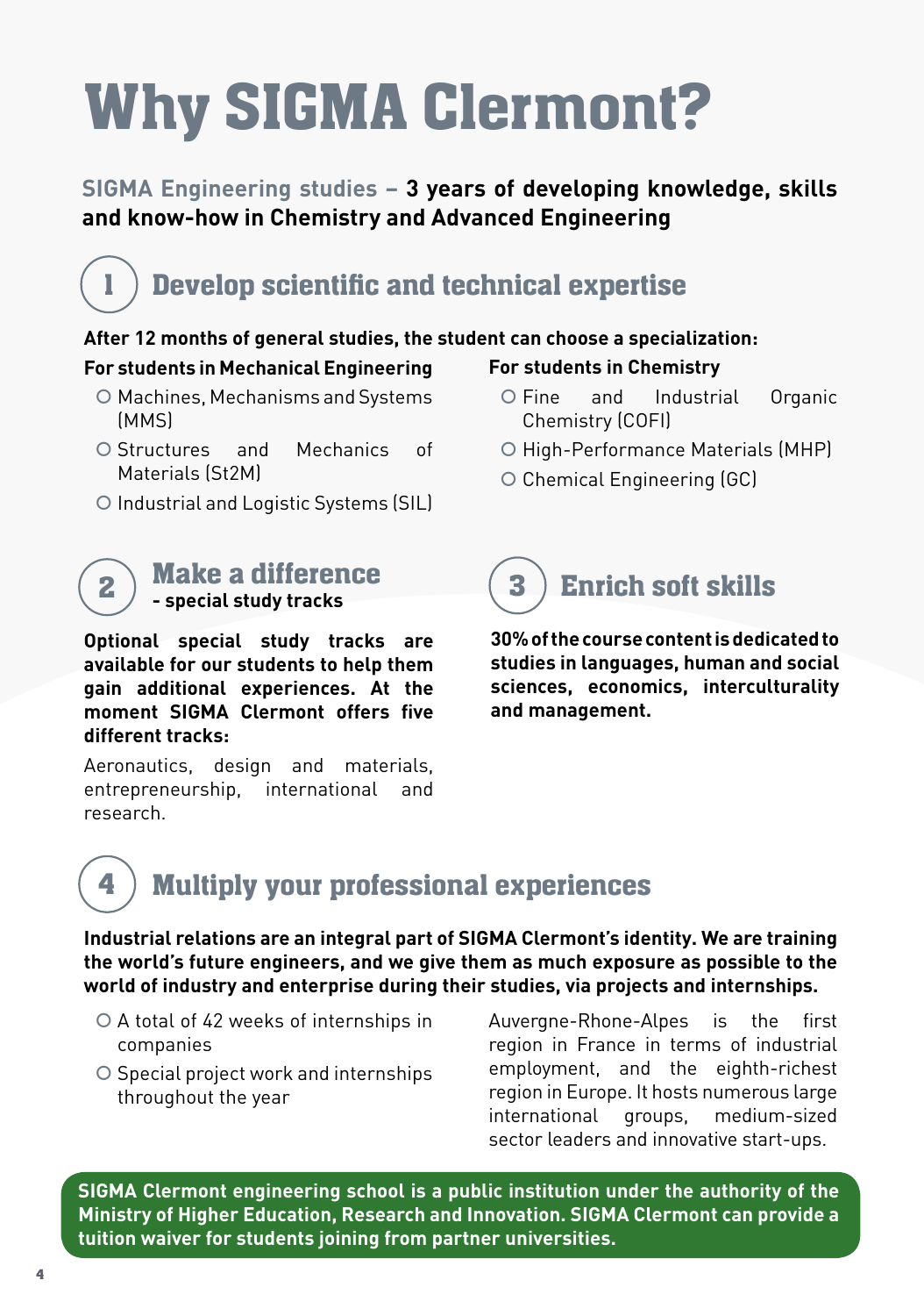# Why SIGMA Clermont?

**SIGMA Engineering studies – 3 years of developing knowledge, skills and know-how in Chemistry and Advanced Engineering**

## 1 Develop scientific and technical expertise

**After 12 months of general studies, the student can choose a specialization:**

**For students in Mechanical Engineering**

- Machines, Mechanisms and Systems (MMS)
- Structures and Mechanics of Materials (St2M)
- Industrial and Logistic Systems (SIL)

**For students in Chemistry**

- Fine and Industrial Organic Chemistry (COFI)
- High-Performance Materials (MHP)
- Chemical Engineering (GC)

## 2 Make a difference

**- special study tracks**

**Optional special study tracks are available for our students to help them gain additional experiences. At the moment SIGMA Clermont offers five different tracks:**

Aeronautics, design and materials, entrepreneurship, international and research.

## 3 Enrich soft skills

**30% of the course content is dedicated to studies in languages, human and social sciences, economics, interculturality and management.**

## 4 Multiply your professional experiences

**Industrial relations are an integral part of SIGMA Clermont's identity. We are training the world's future engineers, and we give them as much exposure as possible to the world of industry and enterprise during their studies, via projects and internships.**

- A total of 42 weeks of internships in companies
- Special project work and internships throughout the year

Auvergne-Rhone-Alpes is the first region in France in terms of industrial employment, and the eighth-richest region in Europe. It hosts numerous large international groups, medium-sized sector leaders and innovative start-ups.

**SIGMA Clermont engineering school is a public institution under the authority of the Ministry of Higher Education, Research and Innovation. SIGMA Clermont can provide a tuition waiver for students joining from partner universities.**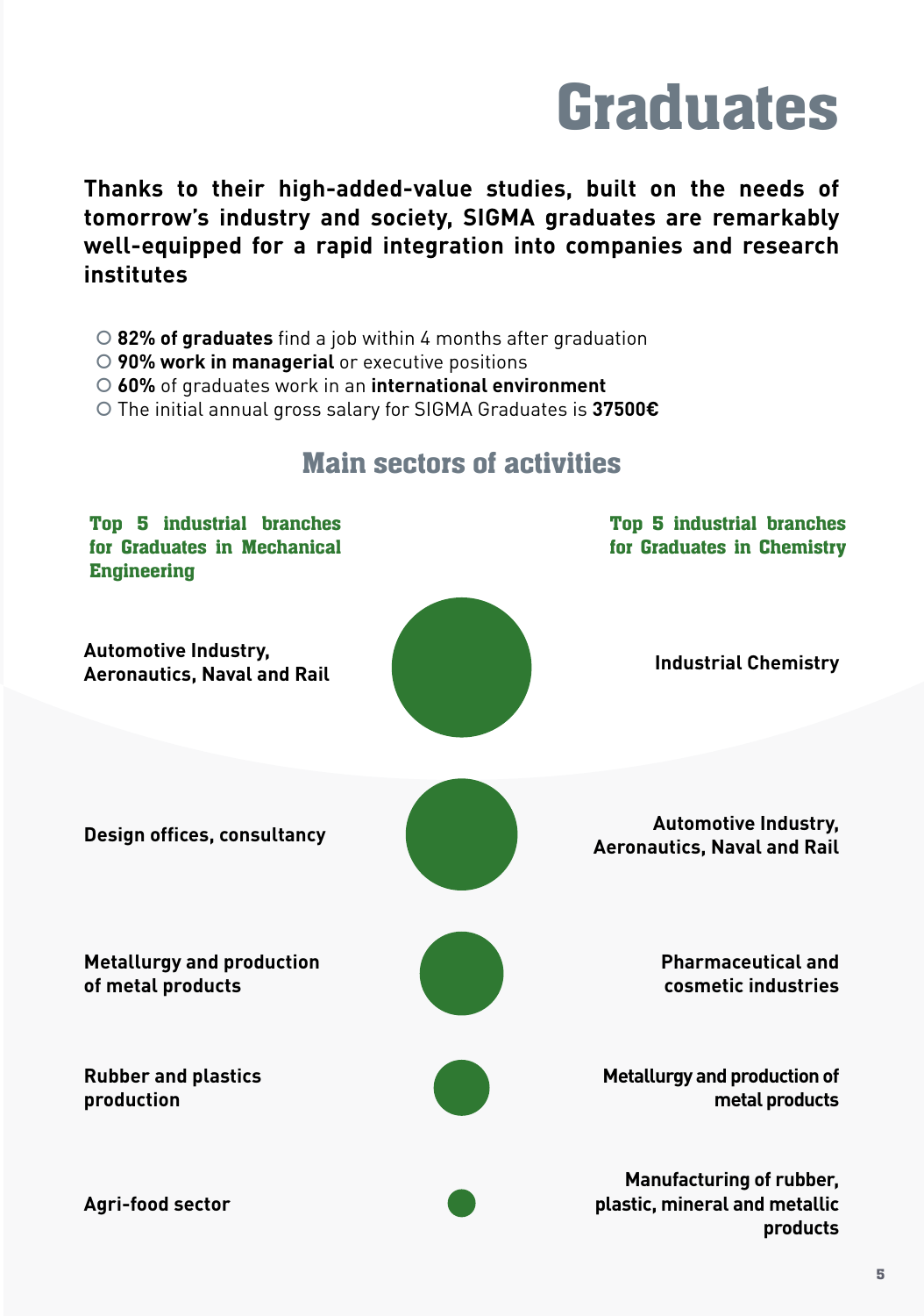# Graduates

**Thanks to their high-added-value studies, built on the needs of tomorrow's industry and society, SIGMA graduates are remarkably well-equipped for a rapid integration into companies and research institutes**

- **82% of graduates** find a job within 4 months after graduation
- **90% work in managerial** or executive positions
- **60%** of graduates work in an **international environment**
- The initial annual gross salary for SIGMA Graduates is **37500€**

## Main sectors of activities

| Top 5 industrial branches for Graduates in Mechanical Engineering | Top 5 industrial branches for Graduates in Chemistry |
|---|---|
| **Automotive Industry, Aeronautics, Naval and Rail** | **Industrial Chemistry** |
| **Design offices, consultancy** | **Automotive Industry, Aeronautics, Naval and Rail** |
| **Metallurgy and production of metal products** | **Pharmaceutical and cosmetic industries** |
| **Rubber and plastics production** | **Metallurgy and production of metal products** |
| **Agri-food sector** | **Manufacturing of rubber, plastic, mineral and metallic products** |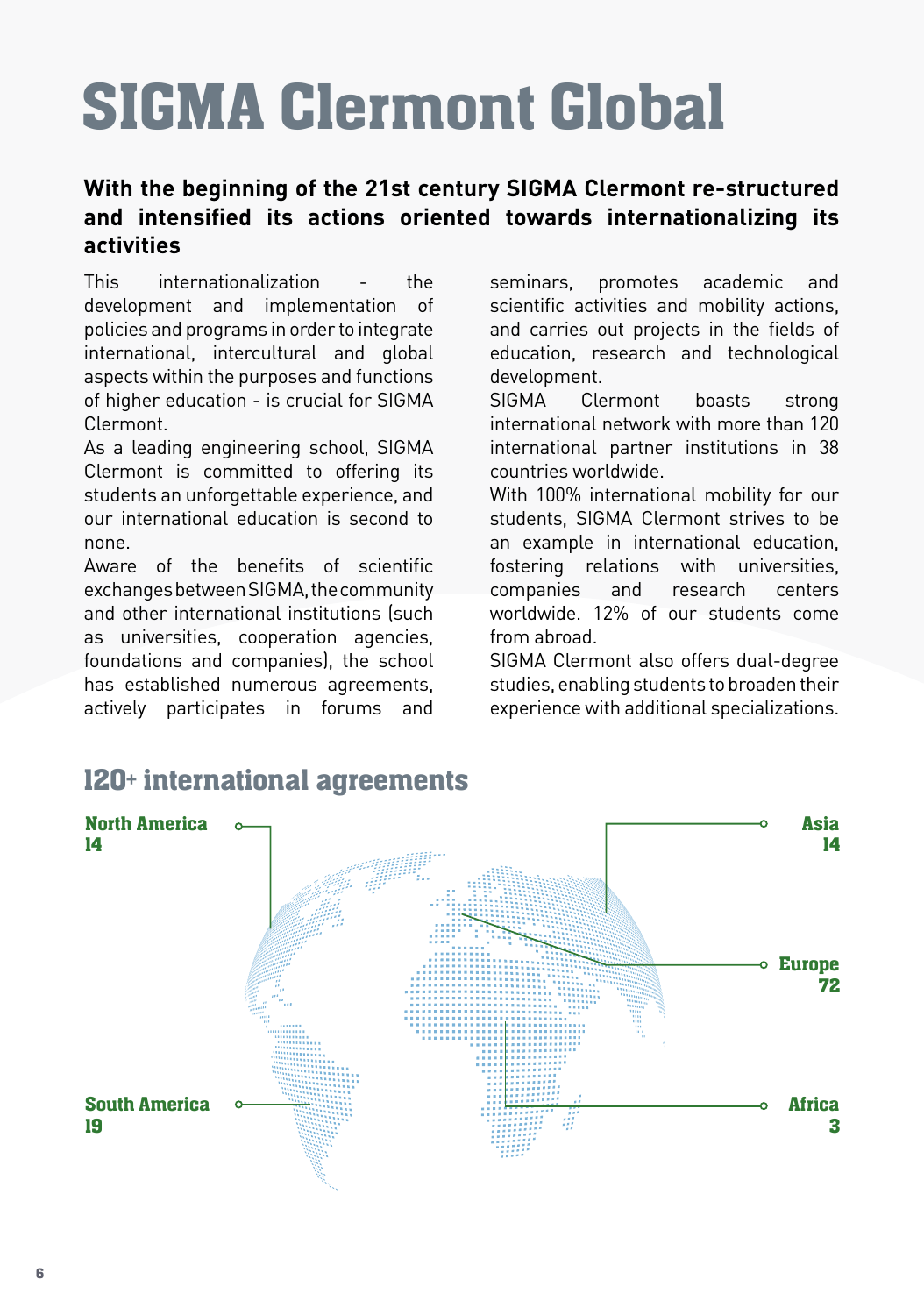# SIGMA Clermont Global

## With the beginning of the 21st century SIGMA Clermont re-structured and intensified its actions oriented towards internationalizing its activities

This internationalization - the development and implementation of policies and programs in order to integrate international, intercultural and global aspects within the purposes and functions of higher education - is crucial for SIGMA Clermont.

As a leading engineering school, SIGMA Clermont is committed to offering its students an unforgettable experience, and our international education is second to none.

Aware of the benefits of scientific exchanges between SIGMA, the community and other international institutions (such as universities, cooperation agencies, foundations and companies), the school has established numerous agreements, actively participates in forums and seminars, promotes academic and scientific activities and mobility actions, and carries out projects in the fields of education, research and technological development.

SIGMA Clermont boasts strong international network with more than 120 international partner institutions in 38 countries worldwide.

With 100% international mobility for our students, SIGMA Clermont strives to be an example in international education, fostering relations with universities, companies and research centers worldwide. 12% of our students come from abroad.

SIGMA Clermont also offers dual-degree studies, enabling students to broaden their experience with additional specializations.

## 120+ international agreements

**North America**
**14**

**South America**
**19**

**Asia**
**14**

**Europe**
**72**

**Africa**
**3**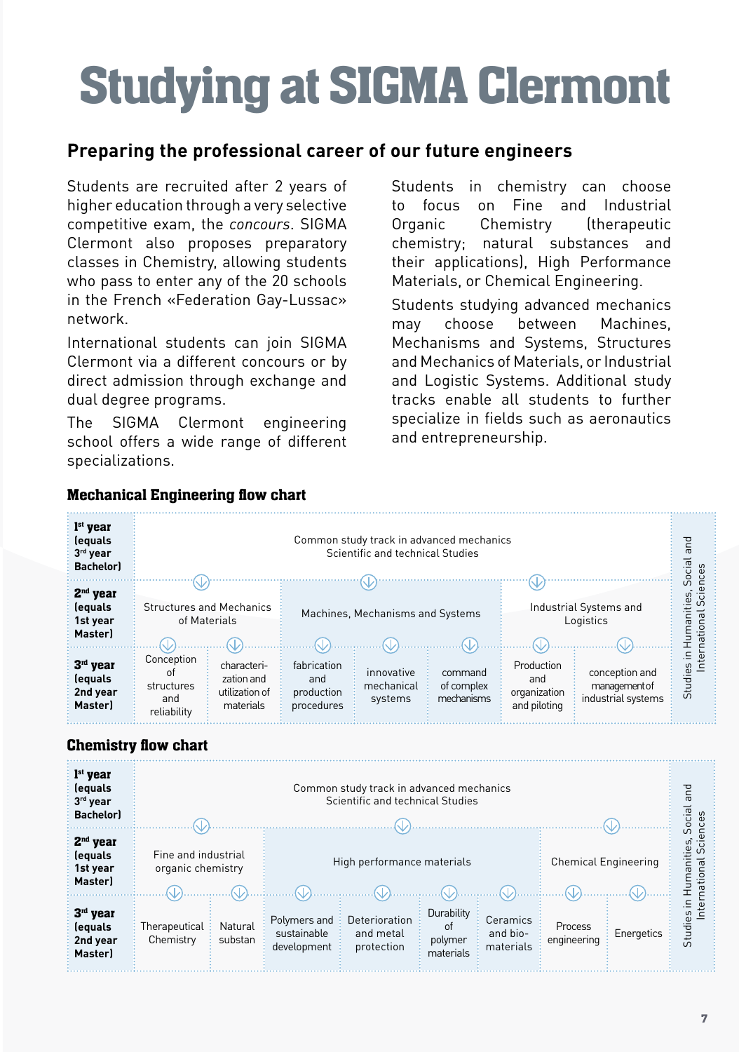# Studying at SIGMA Clermont

## Preparing the professional career of our future engineers

Students are recruited after 2 years of higher education through a very selective competitive exam, the *concours*. SIGMA Clermont also proposes preparatory classes in Chemistry, allowing students who pass to enter any of the 20 schools in the French «Federation Gay-Lussac» network.

International students can join SIGMA Clermont via a different concours or by direct admission through exchange and dual degree programs.

The SIGMA Clermont engineering school offers a wide range of different specializations.

Students in chemistry can choose to focus on Fine and Industrial Organic Chemistry (therapeutic chemistry; natural substances and their applications), High Performance Materials, or Chemical Engineering.

Students studying advanced mechanics may choose between Machines, Mechanisms and Systems, Structures and Mechanics of Materials, or Industrial and Logistic Systems. Additional study tracks enable all students to further specialize in fields such as aeronautics and entrepreneurship.

### Mechanical Engineering flow chart

| Year | | | | | | | | |
|---|---|---|---|---|---|---|---|---|
| **1st year (equals 3rd year Bachelor)** | Common study track in advanced mechanics Scientific and technical Studies | | | | | | | Studies in Humanities, Social and International Sciences |
| **2nd year (equals 1st year Master)** | Structures and Mechanics of Materials | | Machines, Mechanisms and Systems | | | Industrial Systems and Logistics | | |
| **3rd year (equals 2nd year Master)** | Conception of structures and reliability | characterization and utilization of materials | fabrication and production procedures | innovative mechanical systems | command of complex mechanisms | Production and organization and piloting | conception and management of industrial systems | |

### Chemistry flow chart

| Year | | | | | | | | | |
|---|---|---|---|---|---|---|---|---|---|
| **1st year (equals 3rd year Bachelor)** | Common study track in advanced mechanics Scientific and technical Studies | | | | | | | | Studies in Humanities, Social and International Sciences |
| **2nd year (equals 1st year Master)** | Fine and industrial organic chemistry | | High performance materials | | | | Chemical Engineering | | |
| **3rd year (equals 2nd year Master)** | Therapeutical Chemistry | Natural substan | Polymers and sustainable development | Deterioration and metal protection | Durability of polymer materials | Ceramics and bio-materials | Process engineering | Energetics | |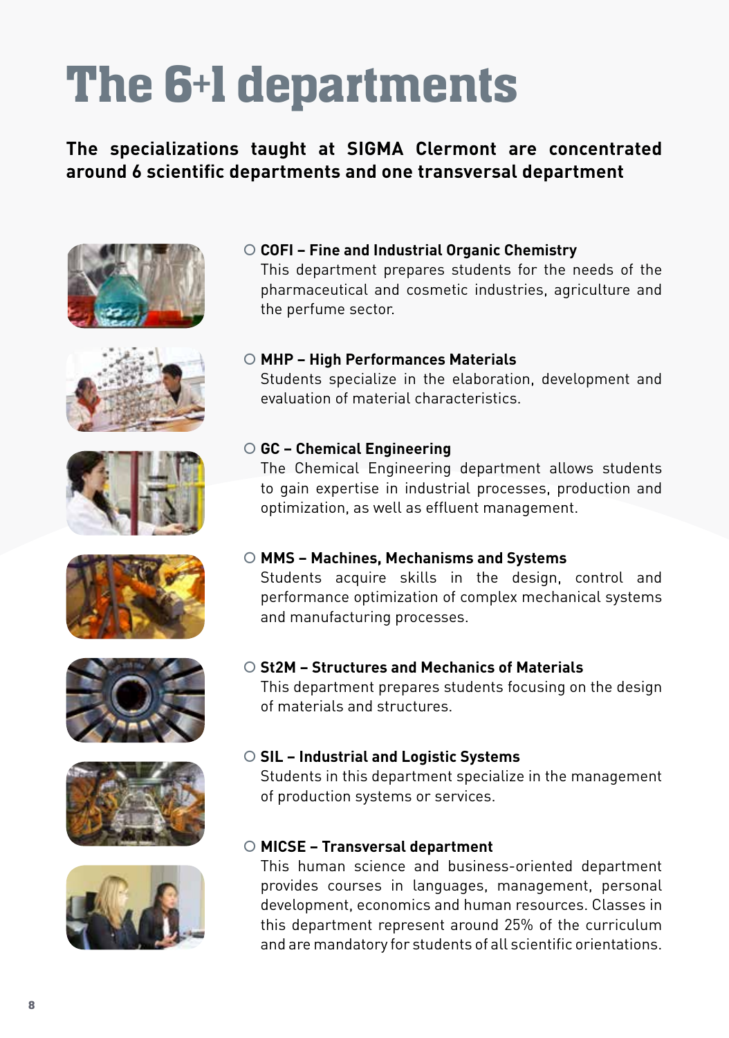# The 6+1 departments

**The specializations taught at SIGMA Clermont are concentrated around 6 scientific departments and one transversal department**

- **COFI – Fine and Industrial Organic Chemistry**
  This department prepares students for the needs of the pharmaceutical and cosmetic industries, agriculture and the perfume sector.

- **MHP – High Performances Materials**
  Students specialize in the elaboration, development and evaluation of material characteristics.

- **GC – Chemical Engineering**
  The Chemical Engineering department allows students to gain expertise in industrial processes, production and optimization, as well as effluent management.

- **MMS – Machines, Mechanisms and Systems**
  Students acquire skills in the design, control and performance optimization of complex mechanical systems and manufacturing processes.

- **St2M – Structures and Mechanics of Materials**
  This department prepares students focusing on the design of materials and structures.

- **SIL – Industrial and Logistic Systems**
  Students in this department specialize in the management of production systems or services.

- **MICSE – Transversal department**
  This human science and business-oriented department provides courses in languages, management, personal development, economics and human resources. Classes in this department represent around 25% of the curriculum and are mandatory for students of all scientific orientations.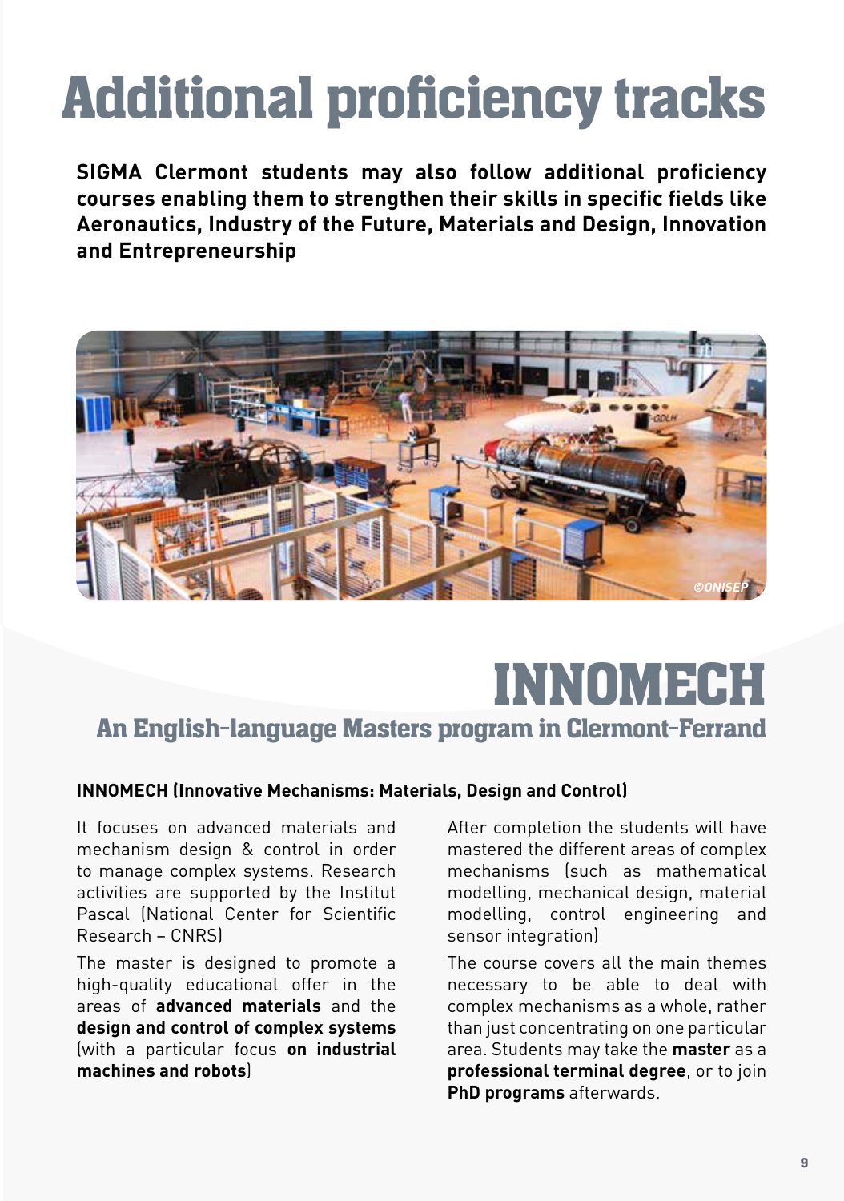# Additional proficiency tracks

**SIGMA Clermont students may also follow additional proficiency courses enabling them to strengthen their skills in specific fields like Aeronautics, Industry of the Future, Materials and Design, Innovation and Entrepreneurship**

# INNOMECH

## An English-language Masters program in Clermont-Ferrand

**INNOMECH (Innovative Mechanisms: Materials, Design and Control)**

It focuses on advanced materials and mechanism design & control in order to manage complex systems. Research activities are supported by the Institut Pascal (National Center for Scientific Research – CNRS)

The master is designed to promote a high-quality educational offer in the areas of **advanced materials** and the **design and control of complex systems** (with a particular focus **on industrial machines and robots**)

After completion the students will have mastered the different areas of complex mechanisms (such as mathematical modelling, mechanical design, material modelling, control engineering and sensor integration)

The course covers all the main themes necessary to be able to deal with complex mechanisms as a whole, rather than just concentrating on one particular area. Students may take the **master** as a **professional terminal degree**, or to join **PhD programs** afterwards.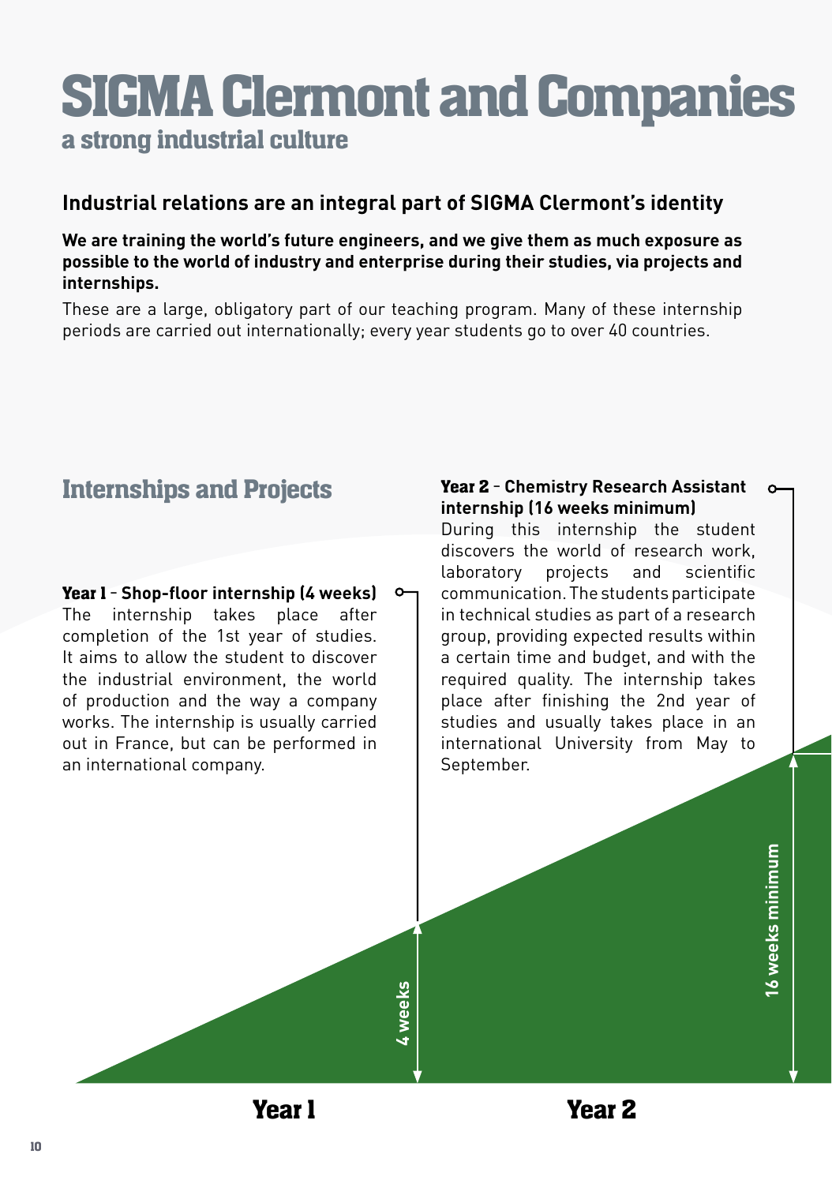# SIGMA Clermont and Companies

## a strong industrial culture

### Industrial relations are an integral part of SIGMA Clermont's identity

**We are training the world's future engineers, and we give them as much exposure as possible to the world of industry and enterprise during their studies, via projects and internships.**

These are a large, obligatory part of our teaching program. Many of these internship periods are carried out internationally; every year students go to over 40 countries.

## Internships and Projects

**Year 1** - **Shop-floor internship (4 weeks)**
The internship takes place after completion of the 1st year of studies. It aims to allow the student to discover the industrial environment, the world of production and the way a company works. The internship is usually carried out in France, but can be performed in an international company.

**Year 2** - **Chemistry Research Assistant internship (16 weeks minimum)**
During this internship the student discovers the world of research work, laboratory projects and scientific communication. The students participate in technical studies as part of a research group, providing expected results within a certain time and budget, and with the required quality. The internship takes place after finishing the 2nd year of studies and usually takes place in an international University from May to September.

4 weeks

16 weeks minimum

Year 1

Year 2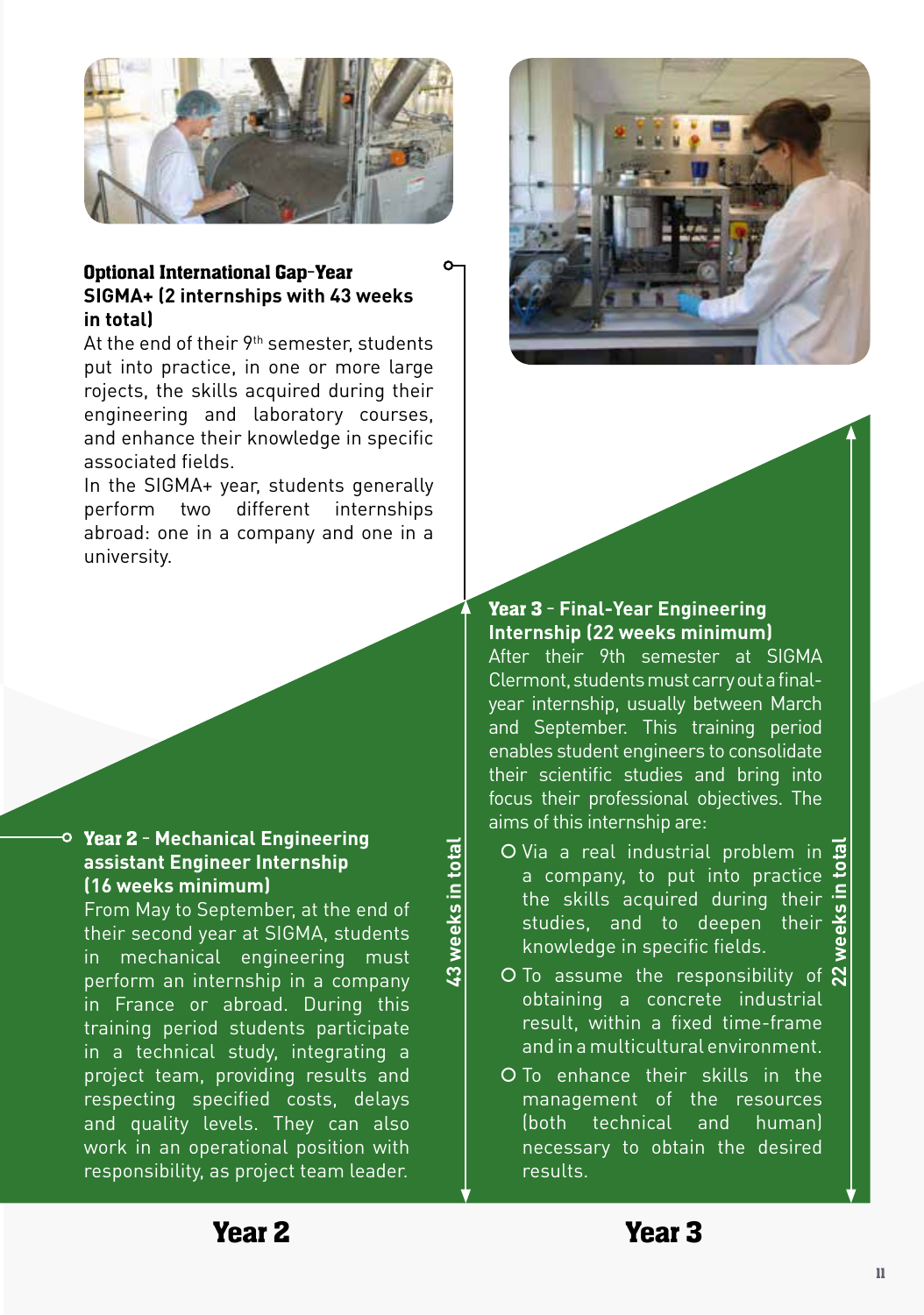### Optional International Gap-Year SIGMA+ (2 internships with 43 weeks in total)

At the end of their 9th semester, students put into practice, in one or more large rojects, the skills acquired during their engineering and laboratory courses, and enhance their knowledge in specific associated fields.

In the SIGMA+ year, students generally perform two different internships abroad: one in a company and one in a university.

### Year 2 - Mechanical Engineering assistant Engineer Internship (16 weeks minimum)

From May to September, at the end of their second year at SIGMA, students in mechanical engineering must perform an internship in a company in France or abroad. During this training period students participate in a technical study, integrating a project team, providing results and respecting specified costs, delays and quality levels. They can also work in an operational position with responsibility, as project team leader.

43 weeks in total

### Year 3 - Final-Year Engineering Internship (22 weeks minimum)

After their 9th semester at SIGMA Clermont, students must carry out a final-year internship, usually between March and September. This training period enables student engineers to consolidate their scientific studies and bring into focus their professional objectives. The aims of this internship are:

- Via a real industrial problem in a company, to put into practice the skills acquired during their studies, and to deepen their knowledge in specific fields.
- To assume the responsibility of obtaining a concrete industrial result, within a fixed time-frame and in a multicultural environment.
- To enhance their skills in the management of the resources (both technical and human) necessary to obtain the desired results.

22 weeks in total

## Year 2

## Year 3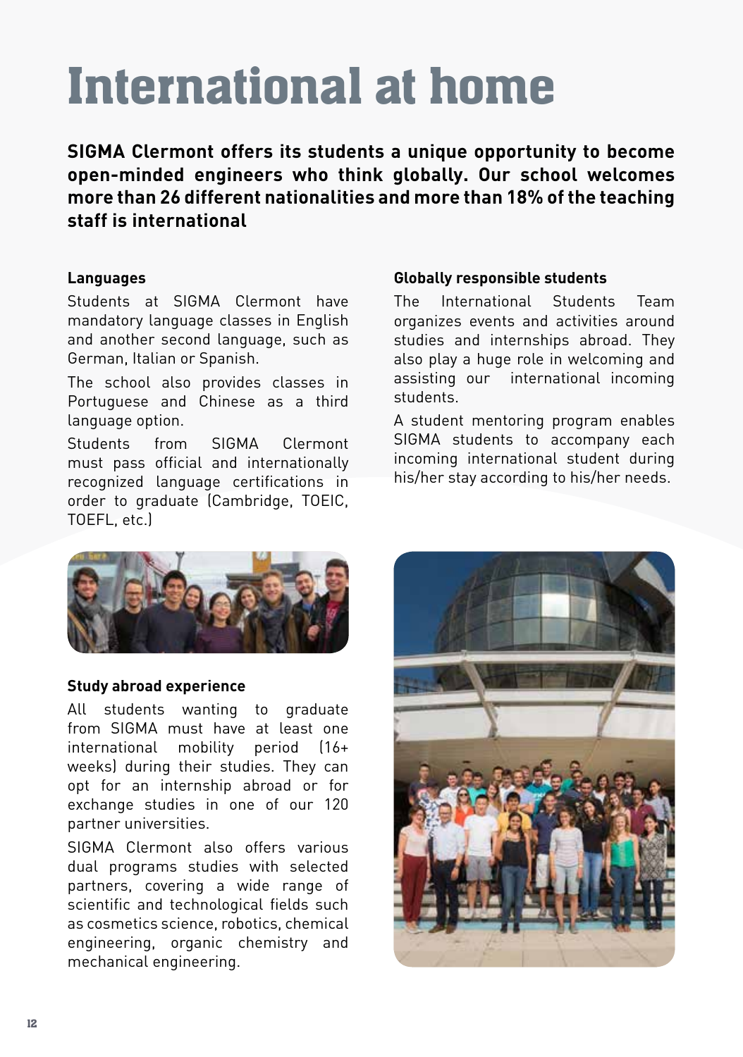# International at home

**SIGMA Clermont offers its students a unique opportunity to become open-minded engineers who think globally. Our school welcomes more than 26 different nationalities and more than 18% of the teaching staff is international**

### Languages

Students at SIGMA Clermont have mandatory language classes in English and another second language, such as German, Italian or Spanish.

The school also provides classes in Portuguese and Chinese as a third language option.

Students from SIGMA Clermont must pass official and internationally recognized language certifications in order to graduate (Cambridge, TOEIC, TOEFL, etc.)

### Globally responsible students

The International Students Team organizes events and activities around studies and internships abroad. They also play a huge role in welcoming and assisting our international incoming students.

A student mentoring program enables SIGMA students to accompany each incoming international student during his/her stay according to his/her needs.

### Study abroad experience

All students wanting to graduate from SIGMA must have at least one international mobility period (16+ weeks) during their studies. They can opt for an internship abroad or for exchange studies in one of our 120 partner universities.

SIGMA Clermont also offers various dual programs studies with selected partners, covering a wide range of scientific and technological fields such as cosmetics science, robotics, chemical engineering, organic chemistry and mechanical engineering.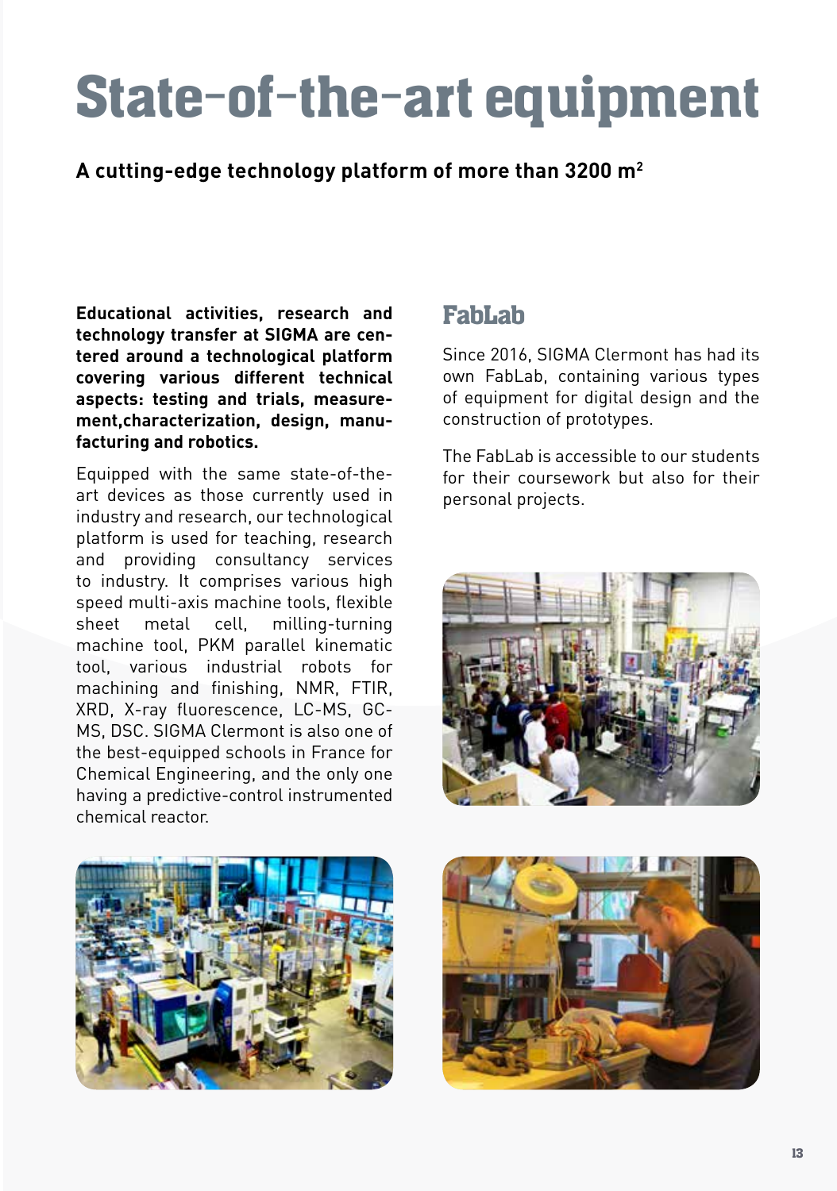# State-of-the-art equipment

**A cutting-edge technology platform of more than 3200 m²**

**Educational activities, research and technology transfer at SIGMA are centered around a technological platform covering various different technical aspects: testing and trials, measurement,characterization, design, manufacturing and robotics.**

Equipped with the same state-of-the-art devices as those currently used in industry and research, our technological platform is used for teaching, research and providing consultancy services to industry. It comprises various high speed multi-axis machine tools, flexible sheet metal cell, milling-turning machine tool, PKM parallel kinematic tool, various industrial robots for machining and finishing, NMR, FTIR, XRD, X-ray fluorescence, LC-MS, GC-MS, DSC. SIGMA Clermont is also one of the best-equipped schools in France for Chemical Engineering, and the only one having a predictive-control instrumented chemical reactor.

## FabLab

Since 2016, SIGMA Clermont has had its own FabLab, containing various types of equipment for digital design and the construction of prototypes.

The FabLab is accessible to our students for their coursework but also for their personal projects.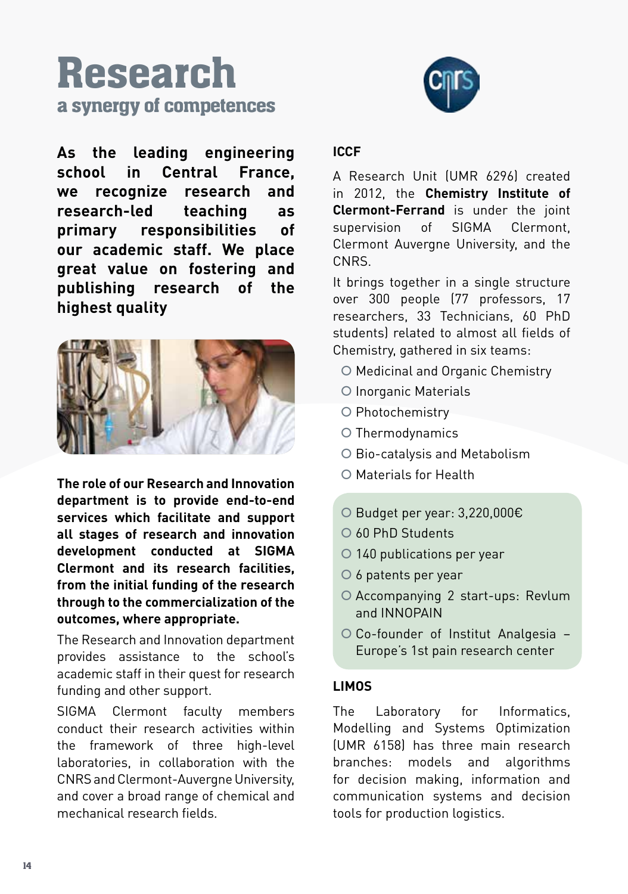# Research

## a synergy of competences

**As the leading engineering school in Central France, we recognize research and research-led teaching as primary responsibilities of our academic staff. We place great value on fostering and publishing research of the highest quality**

**The role of our Research and Innovation department is to provide end-to-end services which facilitate and support all stages of research and innovation development conducted at SIGMA Clermont and its research facilities, from the initial funding of the research through to the commercialization of the outcomes, where appropriate.**

The Research and Innovation department provides assistance to the school's academic staff in their quest for research funding and other support.

SIGMA Clermont faculty members conduct their research activities within the framework of three high-level laboratories, in collaboration with the CNRS and Clermont-Auvergne University, and cover a broad range of chemical and mechanical research fields.

### ICCF

A Research Unit (UMR 6296) created in 2012, the **Chemistry Institute of Clermont-Ferrand** is under the joint supervision of SIGMA Clermont, Clermont Auvergne University, and the CNRS.

It brings together in a single structure over 300 people (77 professors, 17 researchers, 33 Technicians, 60 PhD students) related to almost all fields of Chemistry, gathered in six teams:

- Medicinal and Organic Chemistry
- Inorganic Materials
- Photochemistry
- Thermodynamics
- Bio-catalysis and Metabolism
- Materials for Health

- Budget per year: 3,220,000€
- 60 PhD Students
- 140 publications per year
- 6 patents per year
- Accompanying 2 start-ups: Revlum and INNOPAIN
- Co-founder of Institut Analgesia – Europe's 1st pain research center

### LIMOS

The Laboratory for Informatics, Modelling and Systems Optimization (UMR 6158) has three main research branches: models and algorithms for decision making, information and communication systems and decision tools for production logistics.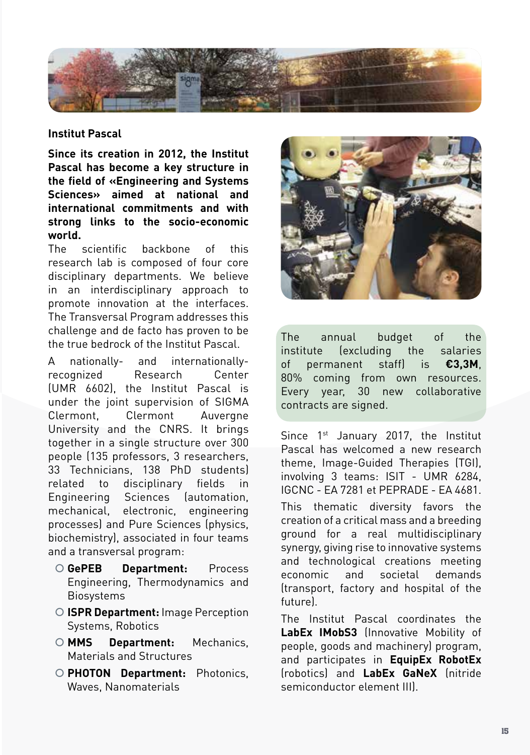## Institut Pascal

**Since its creation in 2012, the Institut Pascal has become a key structure in the field of «Engineering and Systems Sciences» aimed at national and international commitments and with strong links to the socio-economic world.**

The scientific backbone of this research lab is composed of four core disciplinary departments. We believe in an interdisciplinary approach to promote innovation at the interfaces. The Transversal Program addresses this challenge and de facto has proven to be the true bedrock of the Institut Pascal.

A nationally- and internationally-recognized Research Center (UMR 6602), the Institut Pascal is under the joint supervision of SIGMA Clermont, Clermont Auvergne University and the CNRS. It brings together in a single structure over 300 people (135 professors, 3 researchers, 33 Technicians, 138 PhD students) related to disciplinary fields in Engineering Sciences (automation, mechanical, electronic, engineering processes) and Pure Sciences (physics, biochemistry), associated in four teams and a transversal program:

- **GePEB Department:** Process Engineering, Thermodynamics and Biosystems
- **ISPR Department:** Image Perception Systems, Robotics
- **MMS Department:** Mechanics, Materials and Structures
- **PHOTON Department:** Photonics, Waves, Nanomaterials

The annual budget of the institute (excluding the salaries of permanent staff) is **€3,3M**, 80% coming from own resources. Every year, 30 new collaborative contracts are signed.

Since 1st January 2017, the Institut Pascal has welcomed a new research theme, Image-Guided Therapies (TGI), involving 3 teams: ISIT - UMR 6284, IGCNC - EA 7281 et PEPRADE - EA 4681.

This thematic diversity favors the creation of a critical mass and a breeding ground for a real multidisciplinary synergy, giving rise to innovative systems and technological creations meeting economic and societal demands (transport, factory and hospital of the future).

The Institut Pascal coordinates the **LabEx IMobS3** (Innovative Mobility of people, goods and machinery) program, and participates in **EquipEx RobotEx** (robotics) and **LabEx GaNeX** (nitride semiconductor element III).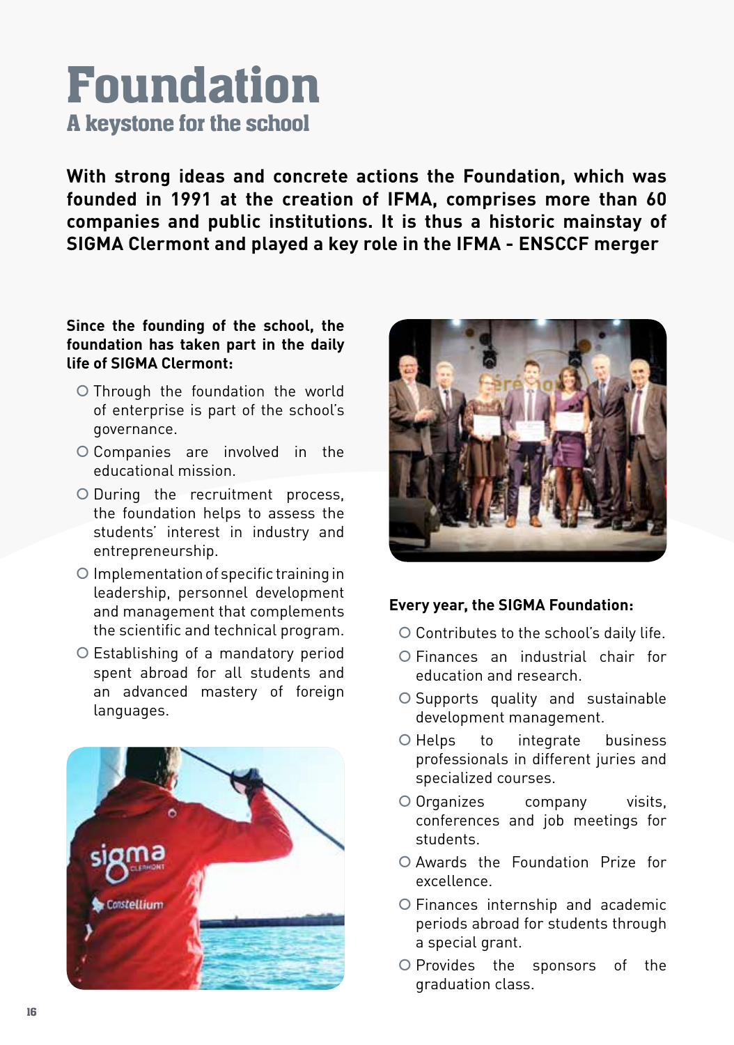# Foundation

## A keystone for the school

**With strong ideas and concrete actions the Foundation, which was founded in 1991 at the creation of IFMA, comprises more than 60 companies and public institutions. It is thus a historic mainstay of SIGMA Clermont and played a key role in the IFMA - ENSCCF merger**

**Since the founding of the school, the foundation has taken part in the daily life of SIGMA Clermont:**

- Through the foundation the world of enterprise is part of the school's governance.
- Companies are involved in the educational mission.
- During the recruitment process, the foundation helps to assess the students' interest in industry and entrepreneurship.
- Implementation of specific training in leadership, personnel development and management that complements the scientific and technical program.
- Establishing of a mandatory period spent abroad for all students and an advanced mastery of foreign languages.

**Every year, the SIGMA Foundation:**

- Contributes to the school's daily life.
- Finances an industrial chair for education and research.
- Supports quality and sustainable development management.
- Helps to integrate business professionals in different juries and specialized courses.
- Organizes company visits, conferences and job meetings for students.
- Awards the Foundation Prize for excellence.
- Finances internship and academic periods abroad for students through a special grant.
- Provides the sponsors of the graduation class.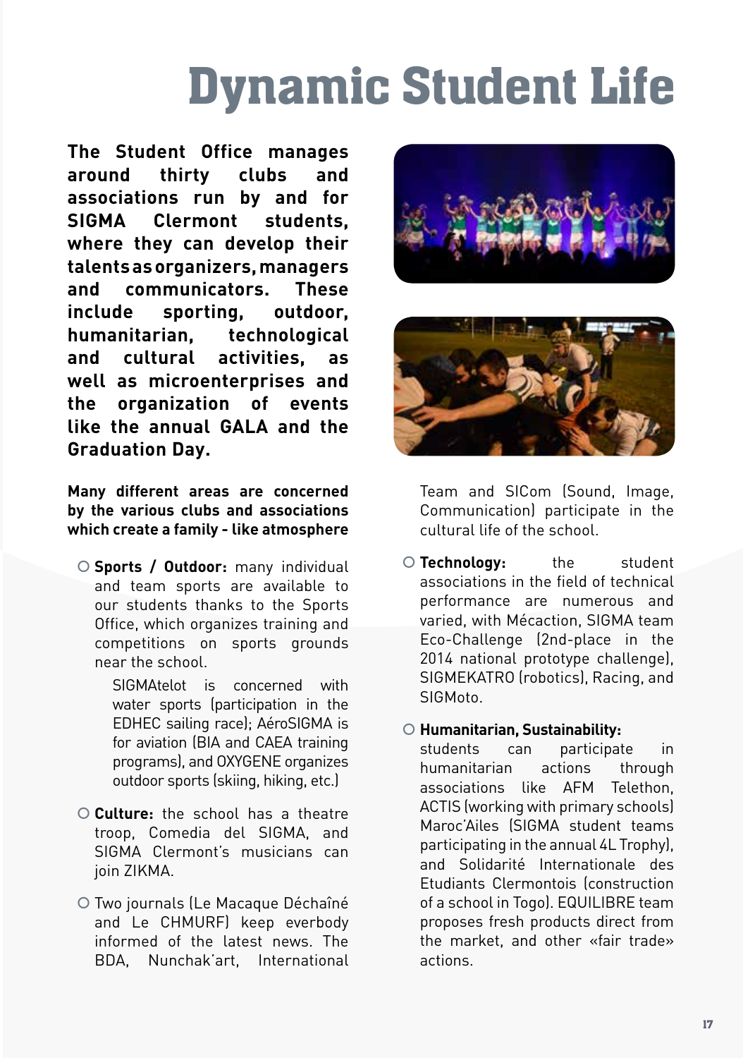# Dynamic Student Life

**The Student Office manages around thirty clubs and associations run by and for SIGMA Clermont students, where they can develop their talents as organizers, managers and communicators. These include sporting, outdoor, humanitarian, technological and cultural activities, as well as microenterprises and the organization of events like the annual GALA and the Graduation Day.**

**Many different areas are concerned by the various clubs and associations which create a family - like atmosphere**

- **Sports / Outdoor:** many individual and team sports are available to our students thanks to the Sports Office, which organizes training and competitions on sports grounds near the school.

  SIGMAtelot is concerned with water sports (participation in the EDHEC sailing race); AéroSIGMA is for aviation (BIA and CAEA training programs), and OXYGENE organizes outdoor sports (skiing, hiking, etc.)

- **Culture:** the school has a theatre troop, Comedia del SIGMA, and SIGMA Clermont's musicians can join ZIKMA.

- Two journals (Le Macaque Déchaîné and Le CHMURF) keep everbody informed of the latest news. The BDA, Nunchak'art, International Team and SICom (Sound, Image, Communication) participate in the cultural life of the school.

- **Technology:** the student associations in the field of technical performance are numerous and varied, with Mécaction, SIGMA team Eco-Challenge (2nd-place in the 2014 national prototype challenge), SIGMEKATRO (robotics), Racing, and SIGMoto.

- **Humanitarian, Sustainability:** students can participate in humanitarian actions through associations like AFM Telethon, ACTIS (working with primary schools) Maroc'Ailes (SIGMA student teams participating in the annual 4L Trophy), and Solidarité Internationale des Etudiants Clermontois (construction of a school in Togo). EQUILIBRE team proposes fresh products direct from the market, and other «fair trade» actions.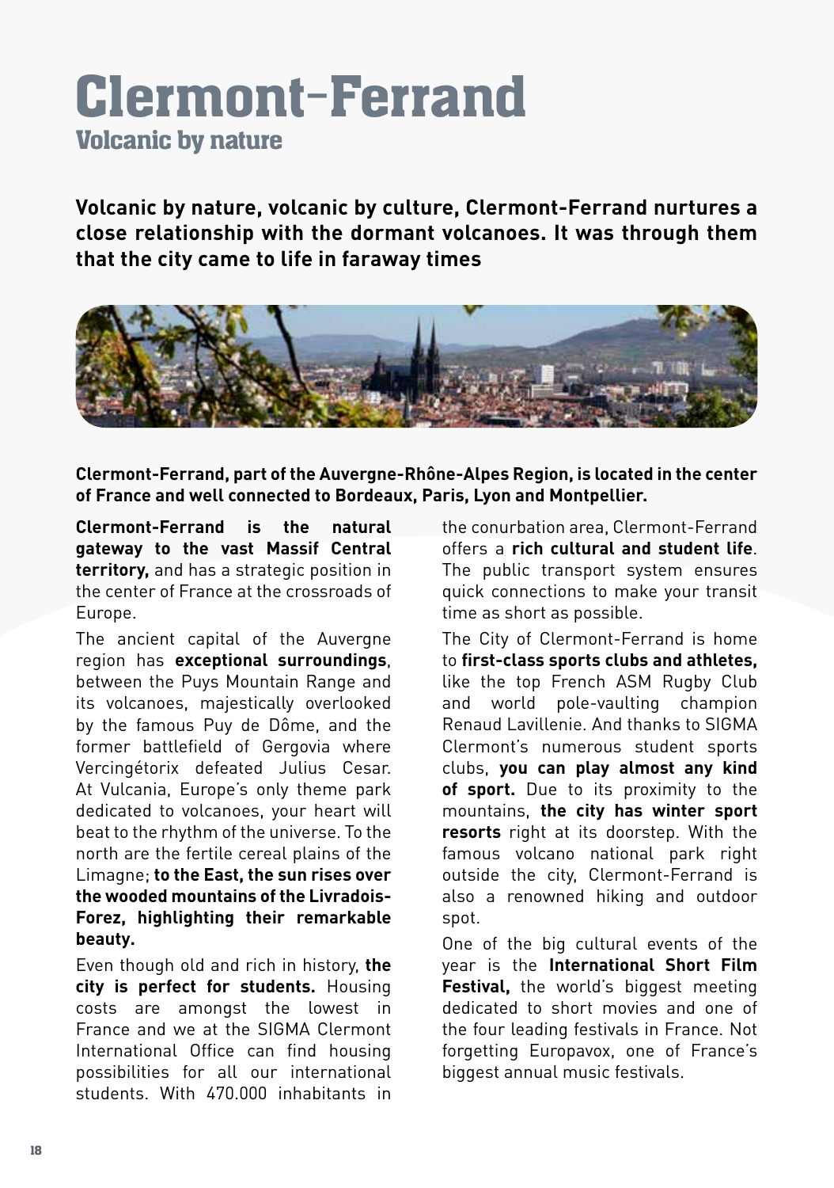# Clermont-Ferrand

## Volcanic by nature

**Volcanic by nature, volcanic by culture, Clermont-Ferrand nurtures a close relationship with the dormant volcanoes. It was through them that the city came to life in faraway times**

**Clermont-Ferrand, part of the Auvergne-Rhône-Alpes Region, is located in the center of France and well connected to Bordeaux, Paris, Lyon and Montpellier.**

**Clermont-Ferrand is the natural gateway to the vast Massif Central territory,** and has a strategic position in the center of France at the crossroads of Europe.

The ancient capital of the Auvergne region has **exceptional surroundings**, between the Puys Mountain Range and its volcanoes, majestically overlooked by the famous Puy de Dôme, and the former battlefield of Gergovia where Vercingétorix defeated Julius Cesar. At Vulcania, Europe's only theme park dedicated to volcanoes, your heart will beat to the rhythm of the universe. To the north are the fertile cereal plains of the Limagne; **to the East, the sun rises over the wooded mountains of the Livradois-Forez, highlighting their remarkable beauty.**

Even though old and rich in history, **the city is perfect for students.** Housing costs are amongst the lowest in France and we at the SIGMA Clermont International Office can find housing possibilities for all our international students. With 470.000 inhabitants in the conurbation area, Clermont-Ferrand offers a **rich cultural and student life**. The public transport system ensures quick connections to make your transit time as short as possible.

The City of Clermont-Ferrand is home to **first-class sports clubs and athletes,** like the top French ASM Rugby Club and world pole-vaulting champion Renaud Lavillenie. And thanks to SIGMA Clermont's numerous student sports clubs, **you can play almost any kind of sport.** Due to its proximity to the mountains, **the city has winter sport resorts** right at its doorstep. With the famous volcano national park right outside the city, Clermont-Ferrand is also a renowned hiking and outdoor spot.

One of the big cultural events of the year is the **International Short Film Festival,** the world's biggest meeting dedicated to short movies and one of the four leading festivals in France. Not forgetting Europavox, one of France's biggest annual music festivals.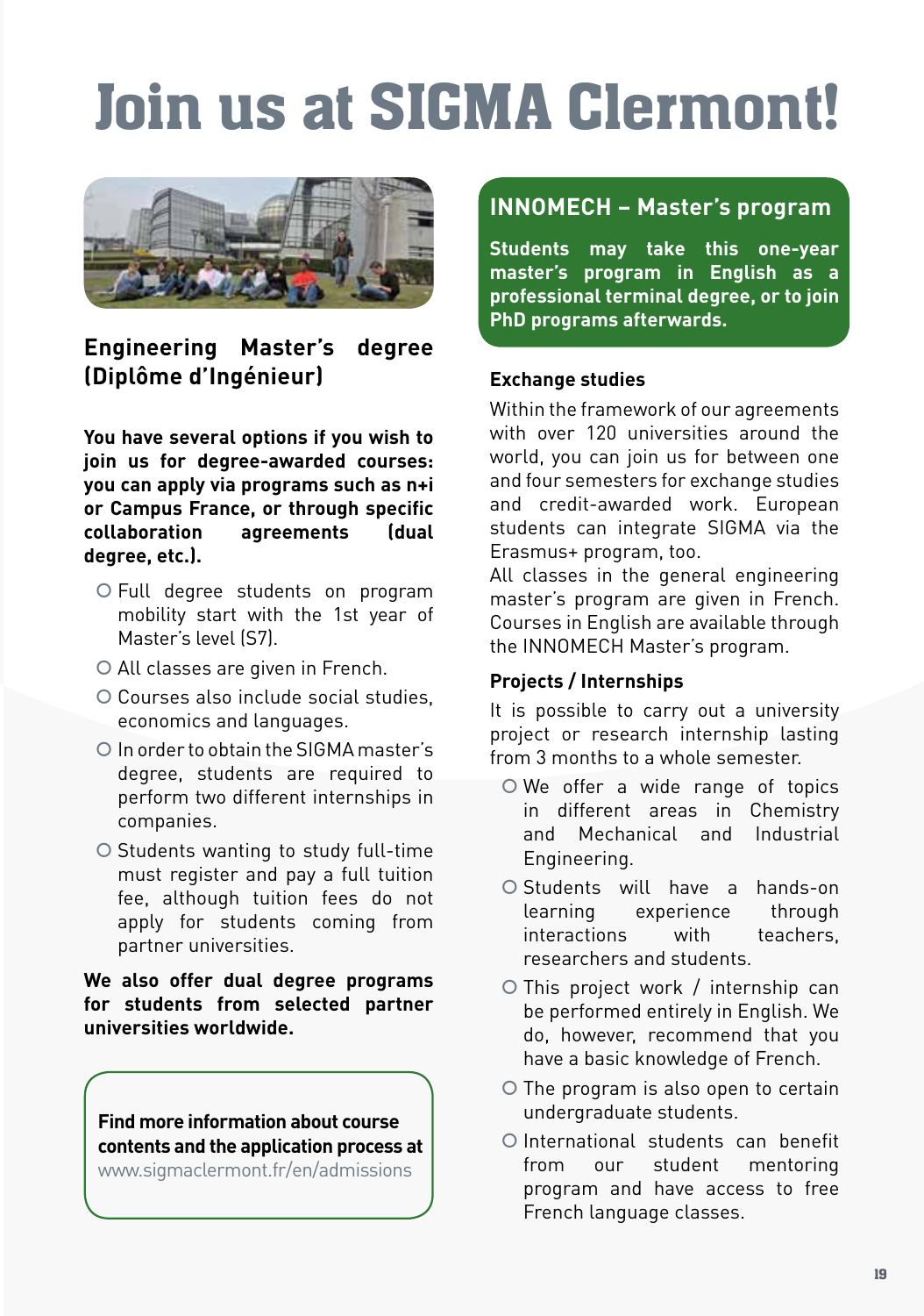# Join us at SIGMA Clermont!

## Engineering Master's degree (Diplôme d'Ingénieur)

**You have several options if you wish to join us for degree-awarded courses: you can apply via programs such as n+i or Campus France, or through specific collaboration agreements (dual degree, etc.).**

- Full degree students on program mobility start with the 1st year of Master's level (S7).
- All classes are given in French.
- Courses also include social studies, economics and languages.
- In order to obtain the SIGMA master's degree, students are required to perform two different internships in companies.
- Students wanting to study full-time must register and pay a full tuition fee, although tuition fees do not apply for students coming from partner universities.

**We also offer dual degree programs for students from selected partner universities worldwide.**

**Find more information about course contents and the application process at**
www.sigmaclermont.fr/en/admissions

## INNOMECH – Master's program

**Students may take this one-year master's program in English as a professional terminal degree, or to join PhD programs afterwards.**

### Exchange studies

Within the framework of our agreements with over 120 universities around the world, you can join us for between one and four semesters for exchange studies and credit-awarded work. European students can integrate SIGMA via the Erasmus+ program, too.
All classes in the general engineering master's program are given in French. Courses in English are available through the INNOMECH Master's program.

### Projects / Internships

It is possible to carry out a university project or research internship lasting from 3 months to a whole semester.

- We offer a wide range of topics in different areas in Chemistry and Mechanical and Industrial Engineering.
- Students will have a hands-on learning experience through interactions with teachers, researchers and students.
- This project work / internship can be performed entirely in English. We do, however, recommend that you have a basic knowledge of French.
- The program is also open to certain undergraduate students.
- International students can benefit from our student mentoring program and have access to free French language classes.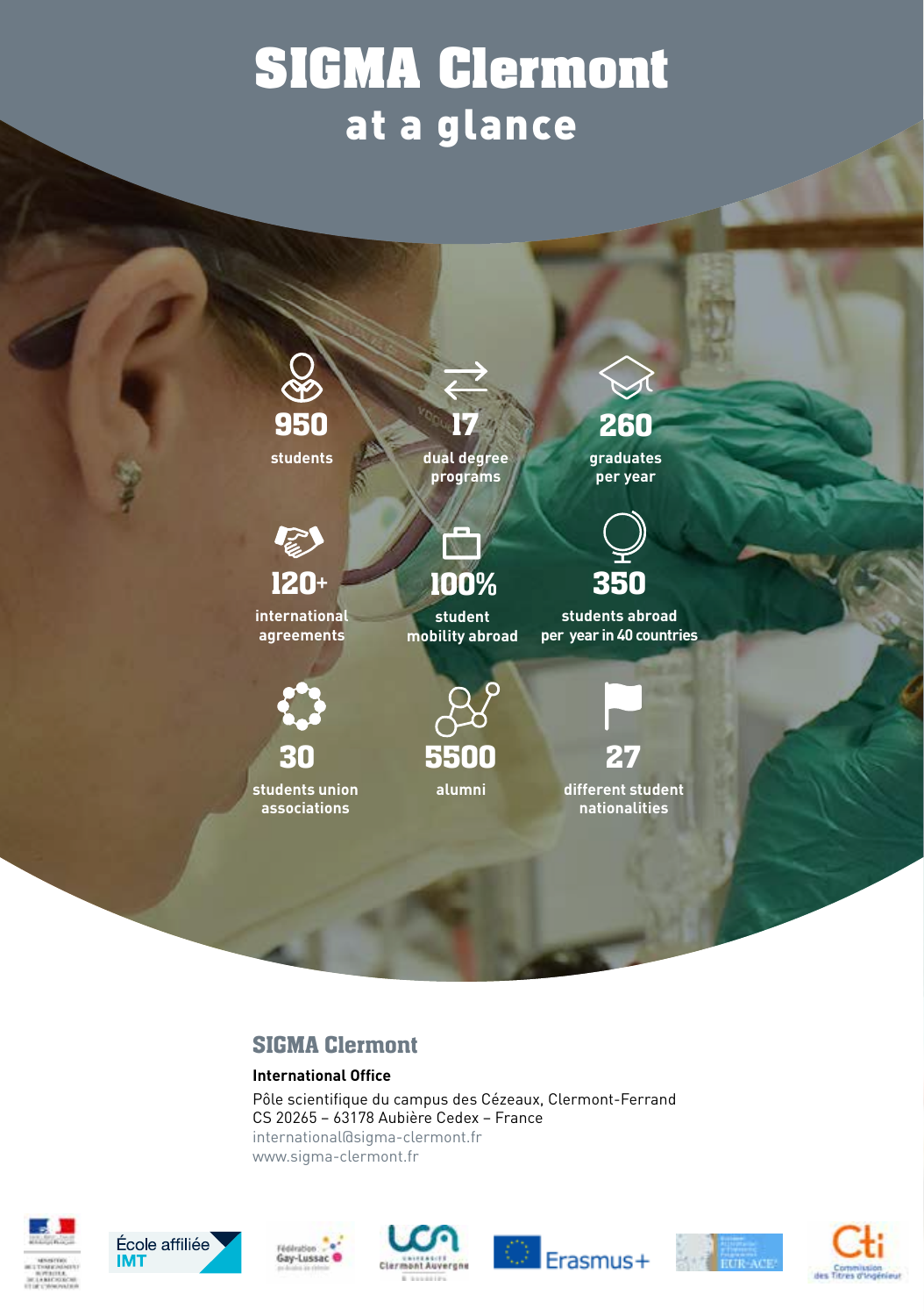# SIGMA Clermont
## at a glance

**950**
students

**17**
dual degree programs

**260**
graduates per year

**120+**
international agreements

**100%**
student mobility abroad

**350**
students abroad per year in 40 countries

**30**
students union associations

**5500**
alumni

**27**
different student nationalities

## SIGMA Clermont

**International Office**

Pôle scientifique du campus des Cézeaux, Clermont-Ferrand
CS 20265 – 63178 Aubière Cedex – France
international@sigma-clermont.fr
www.sigma-clermont.fr

École affiliée IMT

Fédération Gay-Lussac

Université Clermont Auvergne

Erasmus+

EUR-ACE

Cti Commission des Titres d'ingénieur